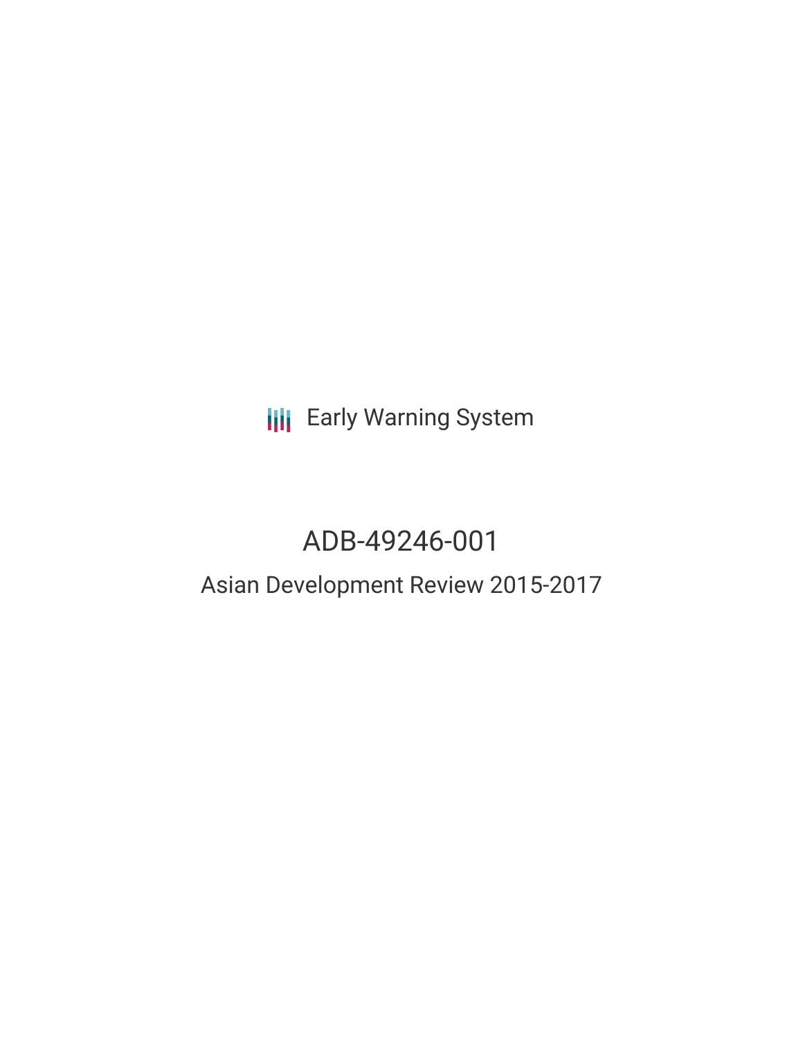Early Warning System

# ADB-49246-001

## Asian Development Review 2015-2017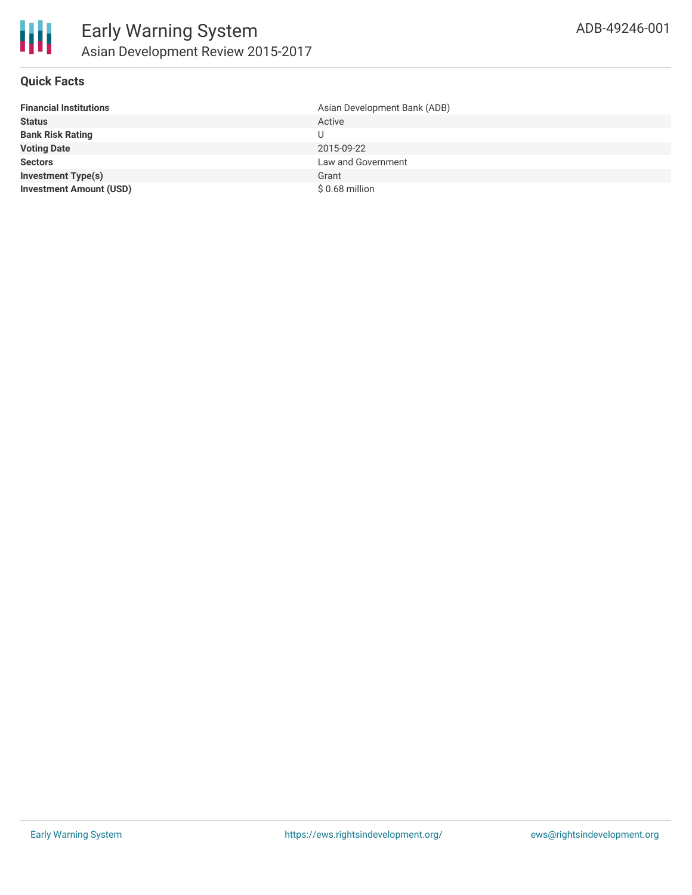# Early Warning System

## Asian Development Review 2015-2017

ADB-49246-001

### Quick Facts

| | |
|---|---|
| **Financial Institutions** | Asian Development Bank (ADB) |
| **Status** | Active |
| **Bank Risk Rating** | U |
| **Voting Date** | 2015-09-22 |
| **Sectors** | Law and Government |
| **Investment Type(s)** | Grant |
| **Investment Amount (USD)** | $ 0.68 million |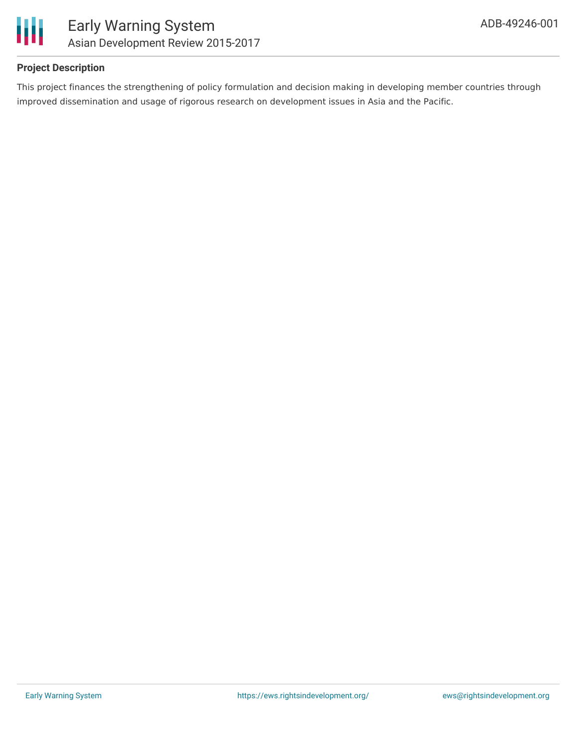## Project Description

This project finances the strengthening of policy formulation and decision making in developing member countries through improved dissemination and usage of rigorous research on development issues in Asia and the Pacific.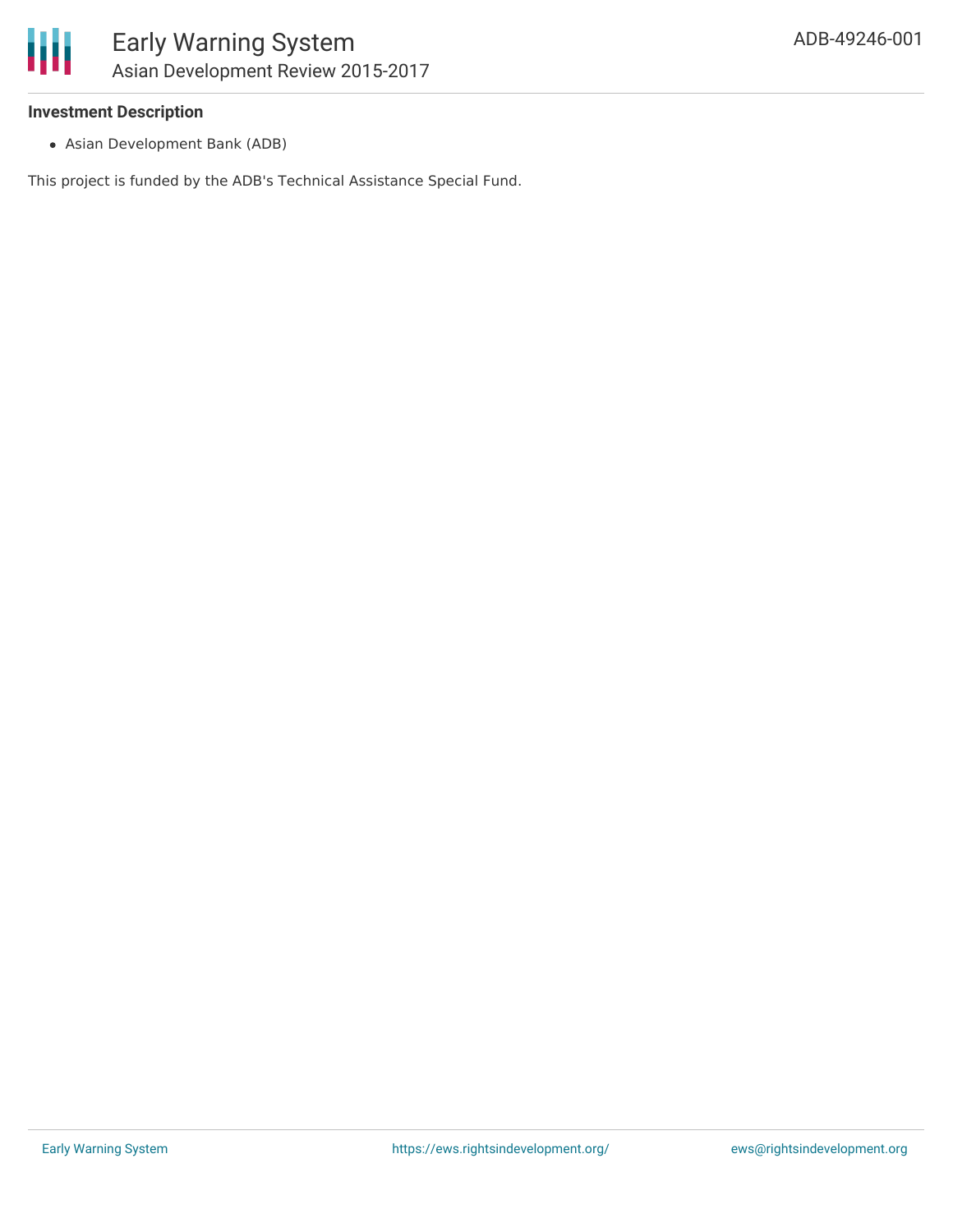**Investment Description**

- Asian Development Bank (ADB)

This project is funded by the ADB's Technical Assistance Special Fund.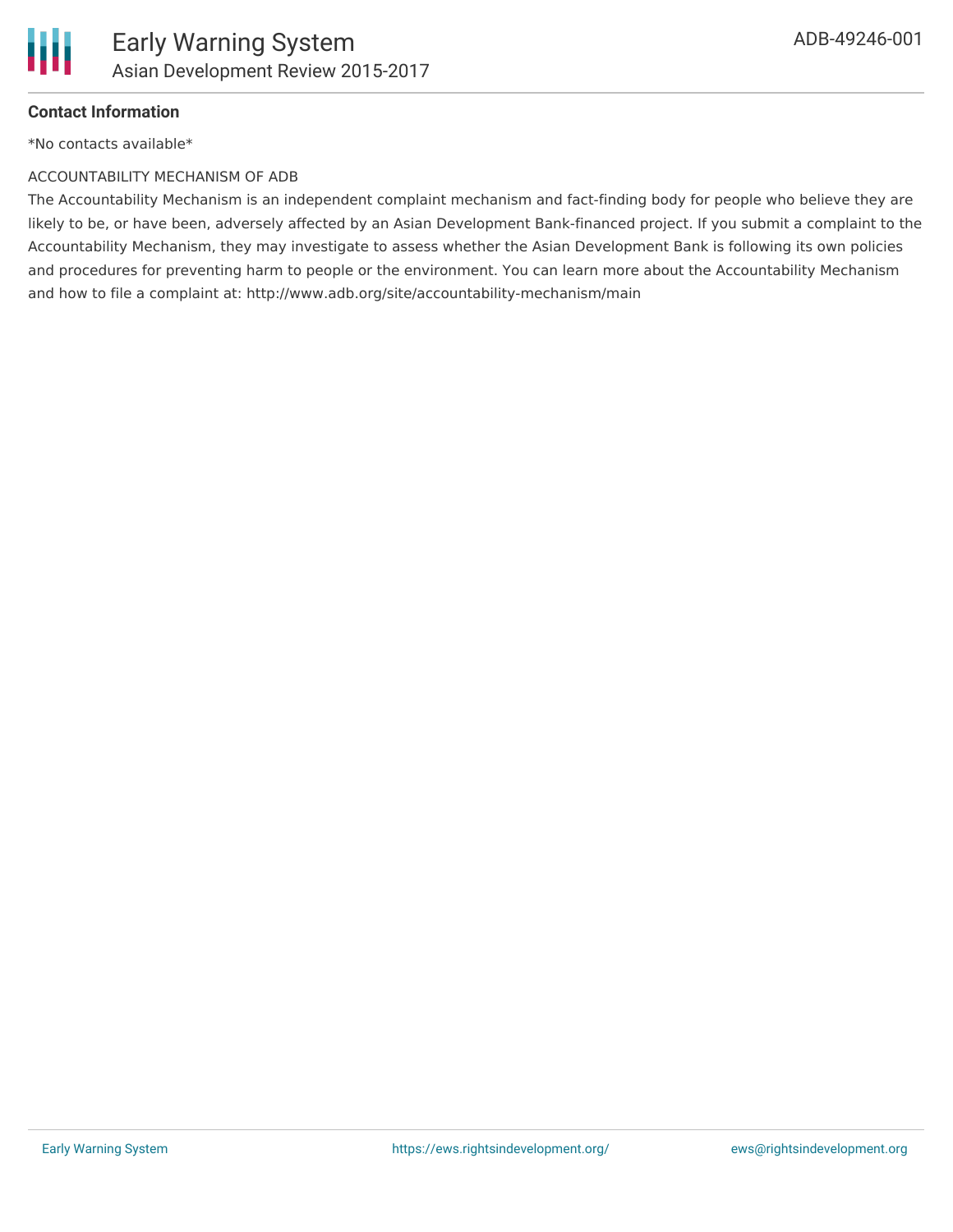**Contact Information**

*No contacts available*

ACCOUNTABILITY MECHANISM OF ADB

The Accountability Mechanism is an independent complaint mechanism and fact-finding body for people who believe they are likely to be, or have been, adversely affected by an Asian Development Bank-financed project. If you submit a complaint to the Accountability Mechanism, they may investigate to assess whether the Asian Development Bank is following its own policies and procedures for preventing harm to people or the environment. You can learn more about the Accountability Mechanism and how to file a complaint at: http://www.adb.org/site/accountability-mechanism/main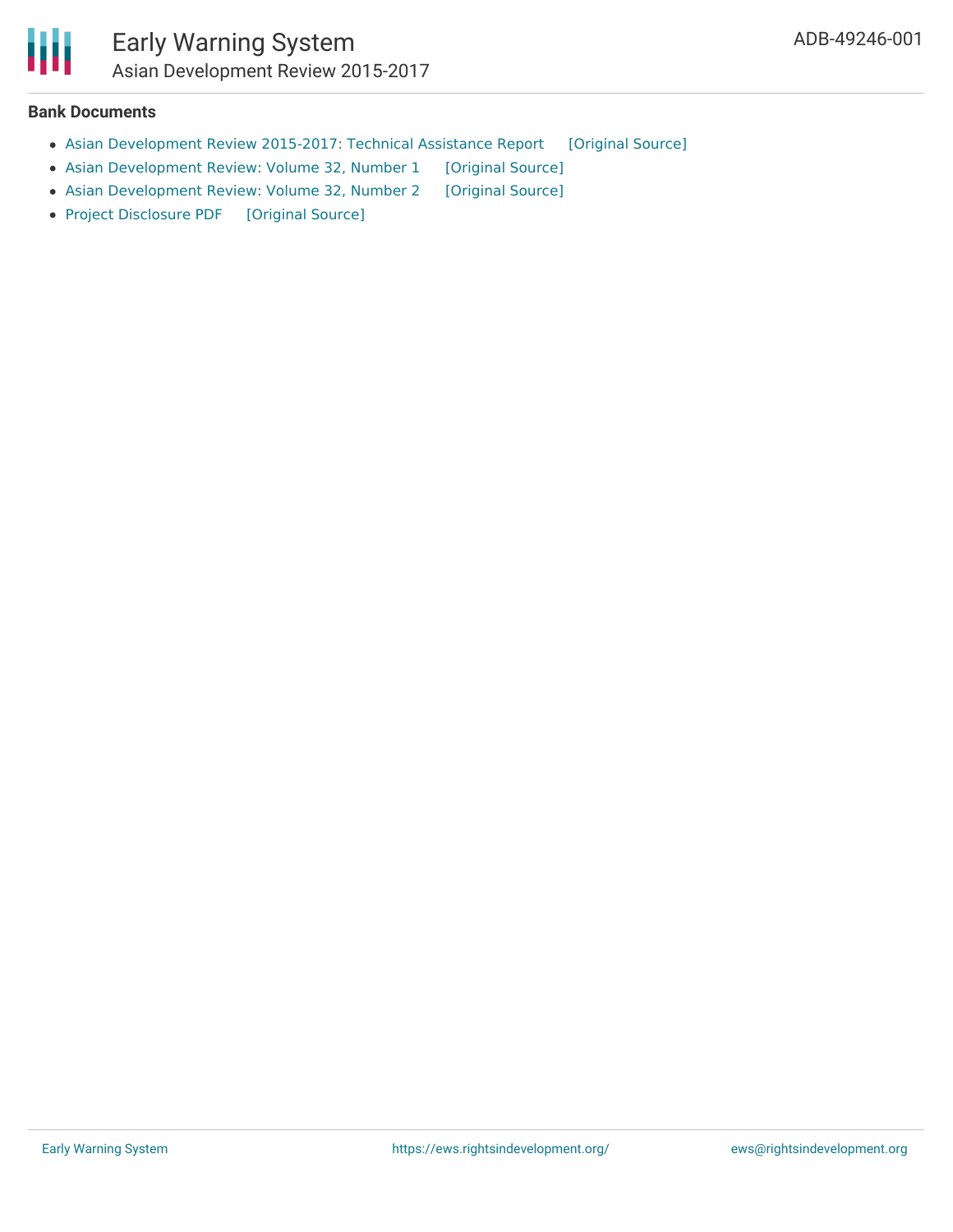### Bank Documents

- Asian Development Review 2015-2017: Technical Assistance Report [Original Source]
- Asian Development Review: Volume 32, Number 1 [Original Source]
- Asian Development Review: Volume 32, Number 2 [Original Source]
- Project Disclosure PDF [Original Source]